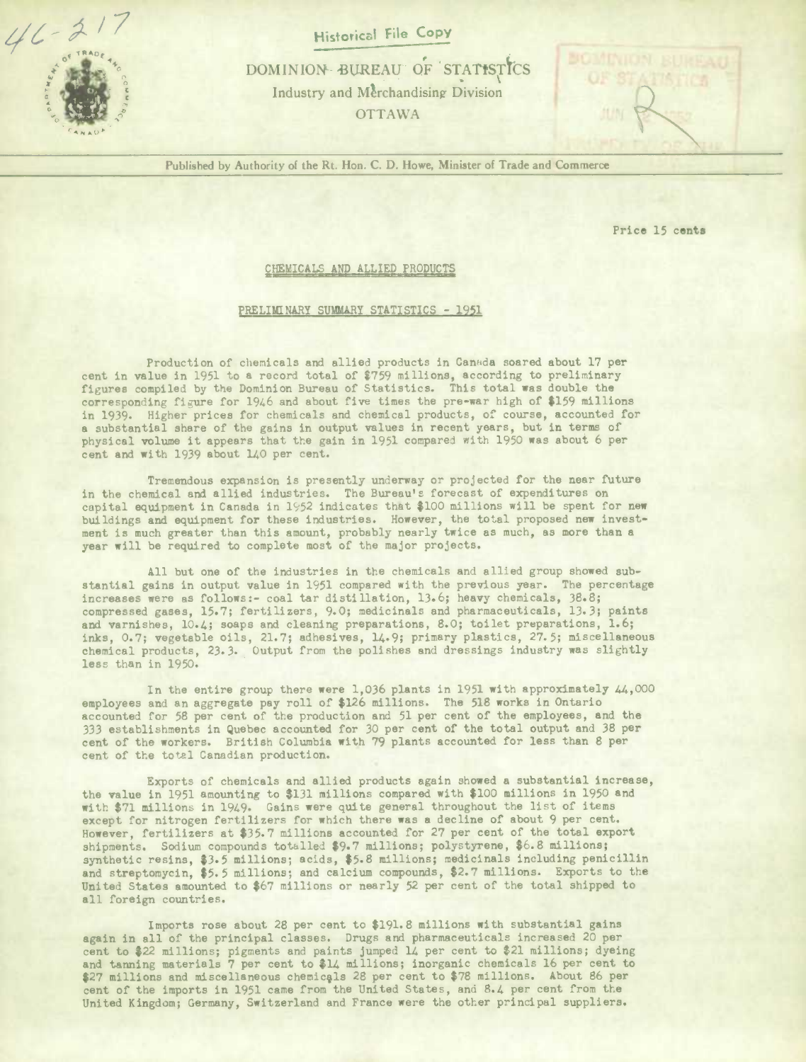46-217

Historical File Copy

DOMINION BUREAU OF STATISTICS

Industry and Merchandising Division

OTTAWA

Published by Authority of the Rt. Hon. C. D. Howe, Minister of Trade and Commerce

Price 15 cents

## CHEMICALS AND ALLIED PRODUCTS

### PRELIMINARY SUMMARY STATISTICS - 1951

Production of chemicals and allied products in Canada soared about 17 per cent in value in 1951 to a record total of $759 millions, according to preliminary figures compiled by the Dominion Bureau of Statistics. This total was double the corresponding figure for 1946 and about five times the pre-war high of $159 millions in 1939. Higher prices for chemicals and chemical products, of course, accounted for a substantial share of the gains in output values in recent years, but in terms of physical volume it appears that the gain in 1951 compared with 1950 was about 6 per cent and with 1939 about 140 per cent.

Tremendous expansion is presently underway or projected for the near future in the chemical and allied industries. The Bureau's forecast of expenditures on capital equipment in Canada in 1952 indicates that $100 millions will be spent for new buildings and equipment for these industries. However, the total proposed new investment is much greater than this amount, probably nearly twice as much, as more than a year will be required to complete most of the major projects.

All but one of the industries in the chemicals and allied group showed substantial gains in output value in 1951 compared with the previous year. The percentage increases were as follows:- coal tar distillation, 13.6; heavy chemicals, 38.8; compressed gases, 15.7; fertilizers, 9.0; medicinals and pharmaceuticals, 13.3; paints and varnishes, 10.4; soaps and cleaning preparations, 8.0; toilet preparations, 1.6; inks, 0.7; vegetable oils, 21.7; adhesives, 14.9; primary plastics, 27.5; miscellaneous chemical products, 23.3. Output from the polishes and dressings industry was slightly less than in 1950.

In the entire group there were 1,036 plants in 1951 with approximately 44,000 employees and an aggregate pay roll of $126 millions. The 518 works in Ontario accounted for 58 per cent of the production and 51 per cent of the employees, and the 333 establishments in Quebec accounted for 30 per cent of the total output and 38 per cent of the workers. British Columbia with 79 plants accounted for less than 8 per cent of the total Canadian production.

Exports of chemicals and allied products again showed a substantial increase, the value in 1951 amounting to $131 millions compared with $100 millions in 1950 and with $71 millions in 1949. Gains were quite general throughout the list of items except for nitrogen fertilizers for which there was a decline of about 9 per cent. However, fertilizers at $35.7 millions accounted for 27 per cent of the total export shipments. Sodium compounds totalled $9.7 millions; polystyrene, $6.8 millions; synthetic resins, $3.5 millions; acids, $5.8 millions; medicinals including penicillin and streptomycin, $5.5 millions; and calcium compounds, $2.7 millions. Exports to the United States amounted to $67 millions or nearly 52 per cent of the total shipped to all foreign countries.

Imports rose about 28 per cent to $191.8 millions with substantial gains again in all of the principal classes. Drugs and pharmaceuticals increased 20 per cent to $22 millions; pigments and paints jumped 14 per cent to $21 millions; dyeing and tanning materials 7 per cent to $14 millions; inorganic chemicals 16 per cent to $27 millions and miscellaneous chemicals 28 per cent to $78 millions. About 86 per cent of the imports in 1951 came from the United States, and 8.4 per cent from the United Kingdom; Germany, Switzerland and France were the other principal suppliers.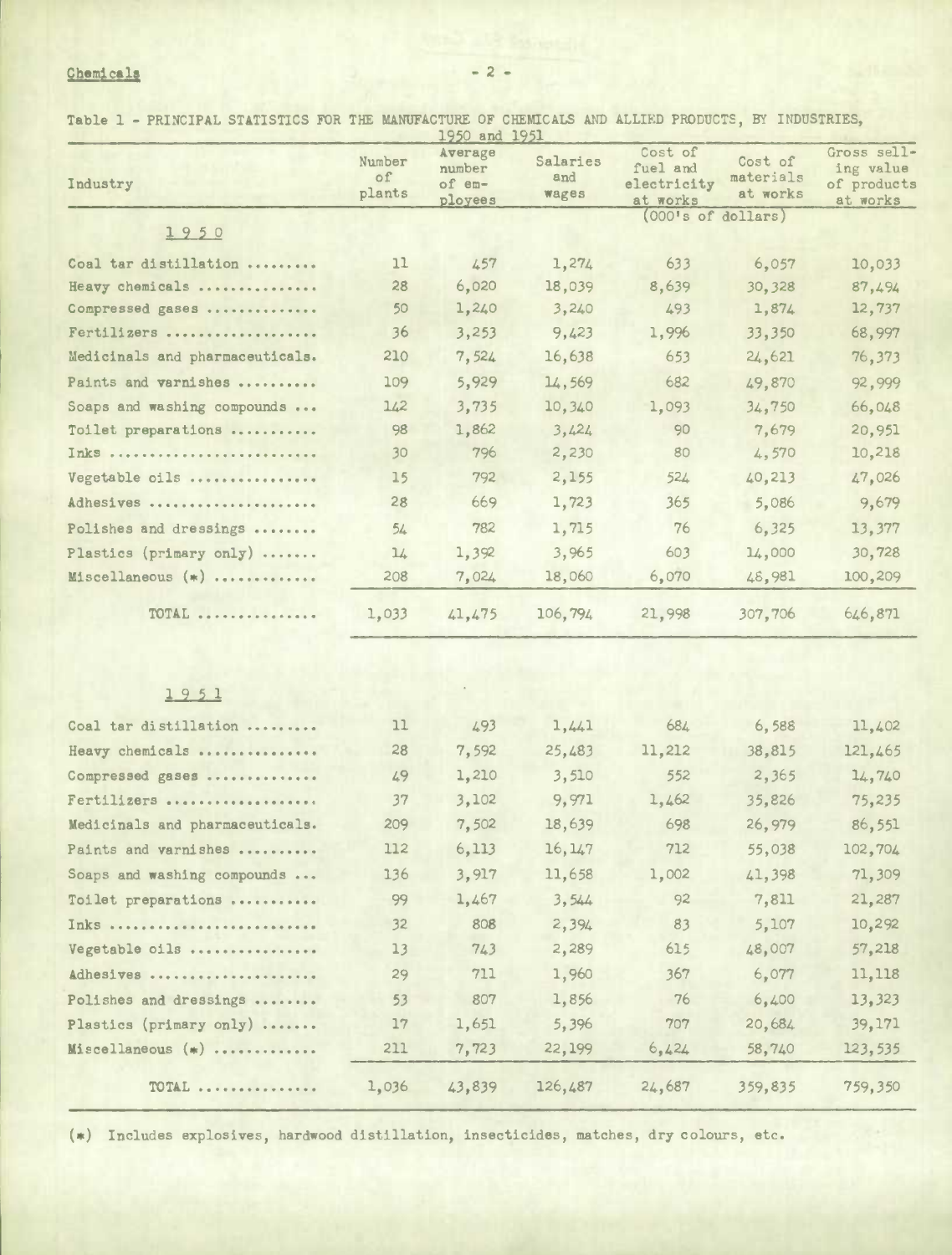Table 1 - PRINCIPAL STATISTICS FOR THE MANUFACTURE OF CHEMICALS AND ALLIED PRODUCTS, BY INDUSTRIES, 1950 and 1951

| Industry | Number of plants | Average number of employees | Salaries and wages | Cost of fuel and electricity at works | Cost of materials at works | Gross selling value of products at works |
|---|---|---|---|---|---|---|
| | | | (000's of dollars) | | | |
| **1950** | | | | | | |
| Coal tar distillation | 11 | 457 | 1,274 | 633 | 6,057 | 10,033 |
| Heavy chemicals | 28 | 6,020 | 18,039 | 8,639 | 30,328 | 87,494 |
| Compressed gases | 50 | 1,240 | 3,240 | 493 | 1,874 | 12,737 |
| Fertilizers | 36 | 3,253 | 9,423 | 1,996 | 33,350 | 68,997 |
| Medicinals and pharmaceuticals | 210 | 7,524 | 16,638 | 653 | 24,621 | 76,373 |
| Paints and varnishes | 109 | 5,929 | 14,569 | 682 | 49,870 | 92,999 |
| Soaps and washing compounds | 142 | 3,735 | 10,340 | 1,093 | 34,750 | 66,048 |
| Toilet preparations | 98 | 1,862 | 3,424 | 90 | 7,679 | 20,951 |
| Inks | 30 | 796 | 2,230 | 80 | 4,570 | 10,218 |
| Vegetable oils | 15 | 792 | 2,155 | 524 | 40,213 | 47,026 |
| Adhesives | 28 | 669 | 1,723 | 365 | 5,086 | 9,679 |
| Polishes and dressings | 54 | 782 | 1,715 | 76 | 6,325 | 13,377 |
| Plastics (primary only) | 14 | 1,392 | 3,965 | 603 | 14,000 | 30,728 |
| Miscellaneous (*) | 208 | 7,024 | 18,060 | 6,070 | 48,981 | 100,209 |
| TOTAL | 1,033 | 41,475 | 106,794 | 21,998 | 307,706 | 646,871 |
| **1951** | | | | | | |
| Coal tar distillation | 11 | 493 | 1,441 | 684 | 6,588 | 11,402 |
| Heavy chemicals | 28 | 7,592 | 25,483 | 11,212 | 38,815 | 121,465 |
| Compressed gases | 49 | 1,210 | 3,510 | 552 | 2,365 | 14,740 |
| Fertilizers | 37 | 3,102 | 9,971 | 1,462 | 35,826 | 75,235 |
| Medicinals and pharmaceuticals | 209 | 7,502 | 18,639 | 698 | 26,979 | 86,551 |
| Paints and varnishes | 112 | 6,113 | 16,147 | 712 | 55,038 | 102,704 |
| Soaps and washing compounds | 136 | 3,917 | 11,658 | 1,002 | 41,398 | 71,309 |
| Toilet preparations | 99 | 1,467 | 3,544 | 92 | 7,811 | 21,287 |
| Inks | 32 | 808 | 2,394 | 83 | 5,107 | 10,292 |
| Vegetable oils | 13 | 743 | 2,289 | 615 | 48,007 | 57,218 |
| Adhesives | 29 | 711 | 1,960 | 367 | 6,077 | 11,118 |
| Polishes and dressings | 53 | 807 | 1,856 | 76 | 6,400 | 13,323 |
| Plastics (primary only) | 17 | 1,651 | 5,396 | 707 | 20,684 | 39,171 |
| Miscellaneous (*) | 211 | 7,723 | 22,199 | 6,424 | 58,740 | 123,535 |
| TOTAL | 1,036 | 43,839 | 126,487 | 24,687 | 359,835 | 759,350 |

(*) Includes explosives, hardwood distillation, insecticides, matches, dry colours, etc.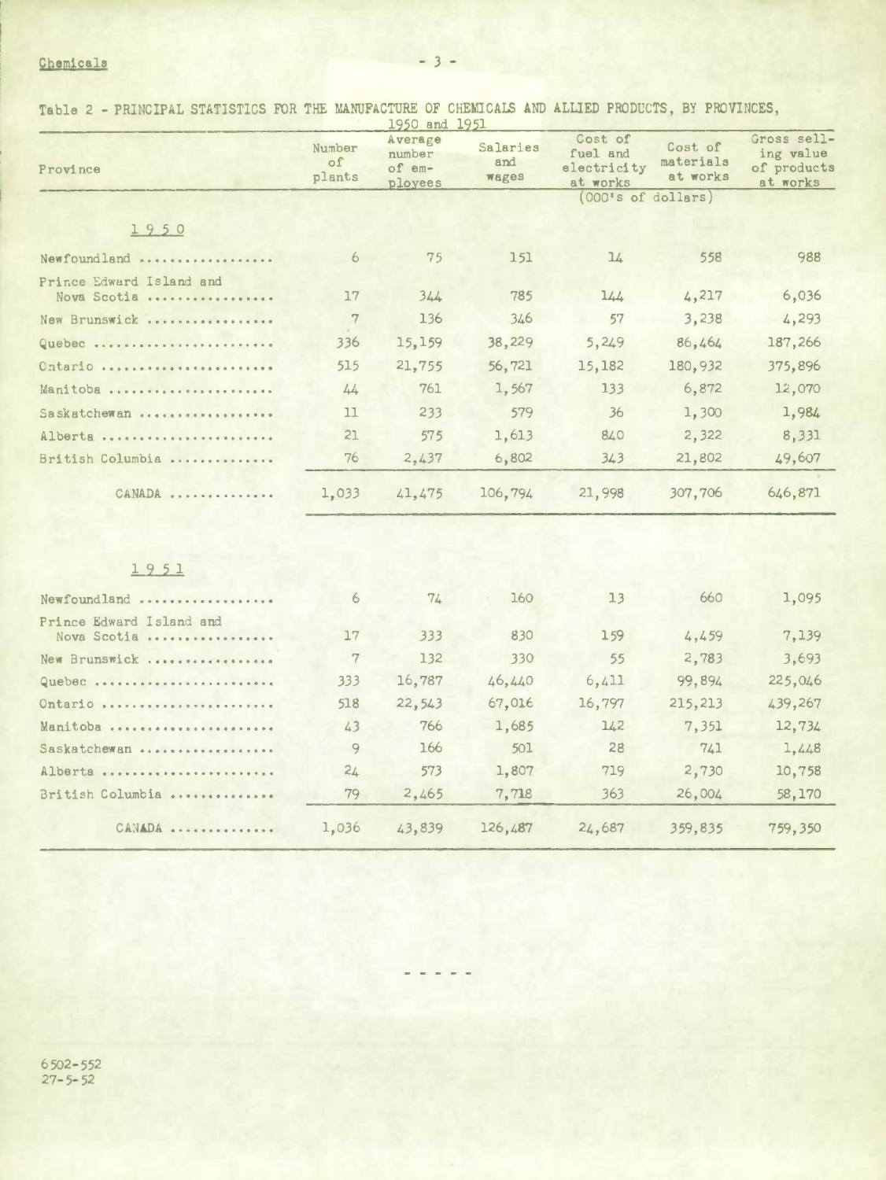Table 2 - PRINCIPAL STATISTICS FOR THE MANUFACTURE OF CHEMICALS AND ALLIED PRODUCTS, BY PROVINCES, 1950 and 1951

| Province | Number of plants | Average number of employees | Salaries and wages | Cost of fuel and electricity at works | Cost of materials at works | Gross selling value of products at works |
|---|---|---|---|---|---|---|
| | | | (000's of dollars) | | | |
| **1950** | | | | | | |
| Newfoundland | 6 | 75 | 151 | 14 | 558 | 988 |
| Prince Edward Island and Nova Scotia | 17 | 344 | 785 | 144 | 4,217 | 6,036 |
| New Brunswick | 7 | 136 | 346 | 57 | 3,238 | 4,293 |
| Quebec | 336 | 15,159 | 38,229 | 5,249 | 86,464 | 187,266 |
| Ontario | 515 | 21,755 | 56,721 | 15,182 | 180,932 | 375,896 |
| Manitoba | 44 | 761 | 1,567 | 133 | 6,872 | 12,070 |
| Saskatchewan | 11 | 233 | 579 | 36 | 1,300 | 1,984 |
| Alberta | 21 | 575 | 1,613 | 840 | 2,322 | 8,331 |
| British Columbia | 76 | 2,437 | 6,802 | 343 | 21,802 | 49,607 |
| CANADA | 1,033 | 41,475 | 106,794 | 21,998 | 307,706 | 646,871 |
| **1951** | | | | | | |
| Newfoundland | 6 | 74 | 160 | 13 | 660 | 1,095 |
| Prince Edward Island and Nova Scotia | 17 | 333 | 830 | 159 | 4,459 | 7,139 |
| New Brunswick | 7 | 132 | 330 | 55 | 2,783 | 3,693 |
| Quebec | 333 | 16,787 | 46,440 | 6,411 | 99,894 | 225,046 |
| Ontario | 518 | 22,543 | 67,016 | 16,797 | 215,213 | 439,267 |
| Manitoba | 43 | 766 | 1,685 | 142 | 7,351 | 12,734 |
| Saskatchewan | 9 | 166 | 501 | 28 | 741 | 1,448 |
| Alberta | 24 | 573 | 1,807 | 719 | 2,730 | 10,758 |
| British Columbia | 79 | 2,465 | 7,718 | 363 | 26,004 | 58,170 |
| CANADA | 1,036 | 43,839 | 126,487 | 24,687 | 359,835 | 759,350 |

- - - - -

6502-552
27-5-52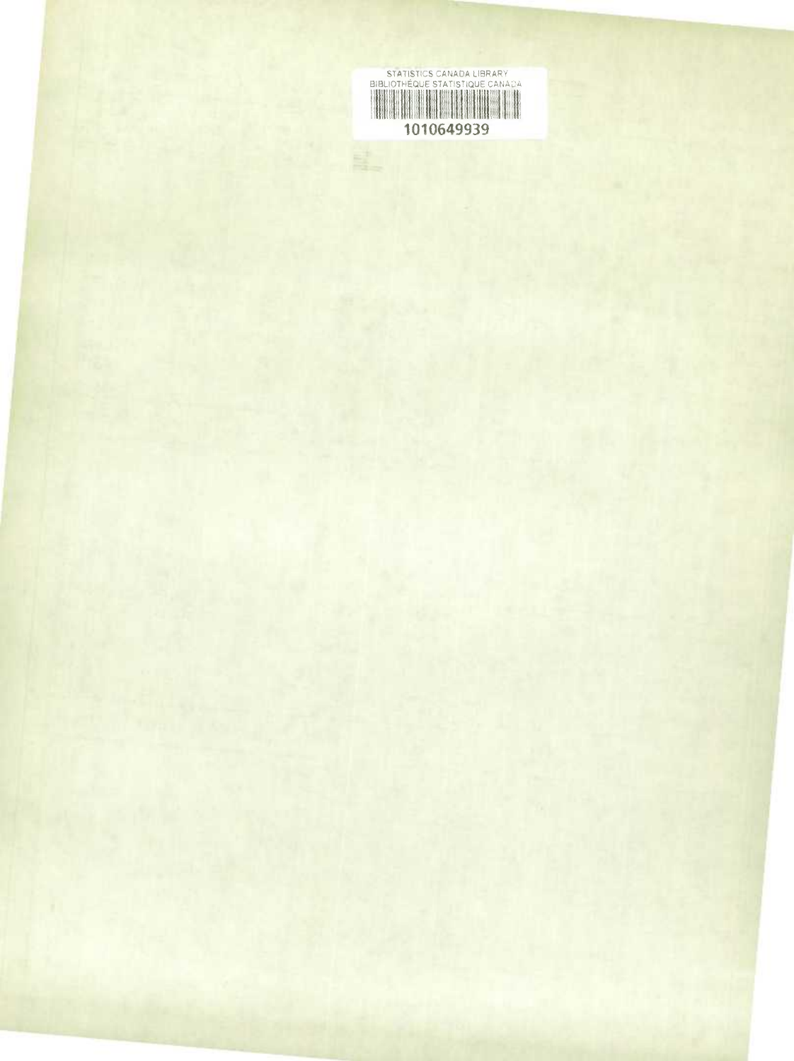STATISTICS CANADA LIBRARY
BIBLIOTHÈQUE STATISTIQUE CANADA

1010649939